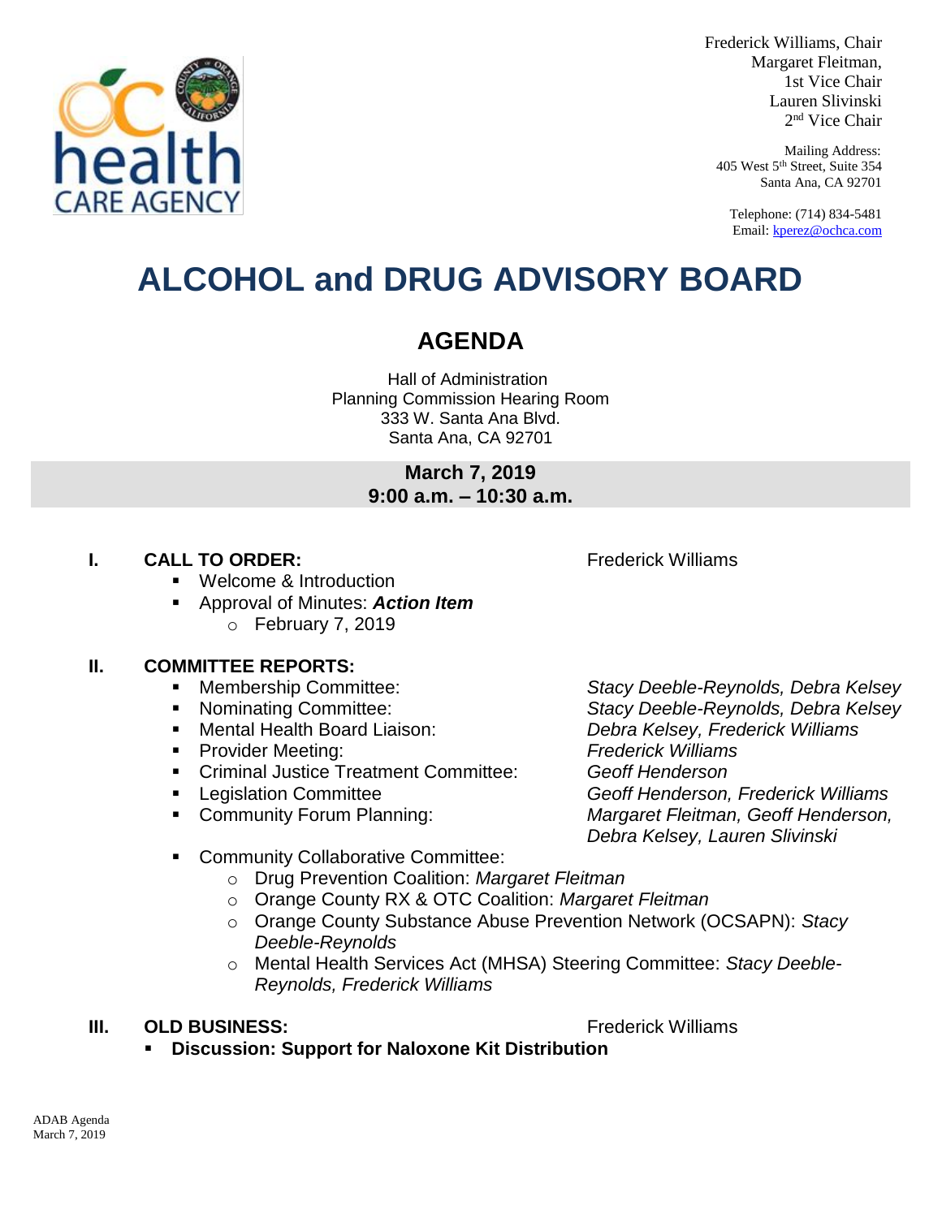Frederick Williams, Chair
Margaret Fleitman, 1st Vice Chair
Lauren Slivinski, 2nd Vice Chair

Mailing Address:
405 West 5th Street, Suite 354
Santa Ana, CA 92701

Telephone: (714) 834-5481
Email: kperez@ochca.com

# ALCOHOL and DRUG ADVISORY BOARD

## AGENDA

Hall of Administration
Planning Commission Hearing Room
333 W. Santa Ana Blvd.
Santa Ana, CA 92701

**March 7, 2019**
**9:00 a.m. – 10:30 a.m.**

### I. CALL TO ORDER: Frederick Williams

- Welcome & Introduction
- Approval of Minutes: ***Action Item***
  - February 7, 2019

### II. COMMITTEE REPORTS:

- Membership Committee: *Stacy Deeble-Reynolds, Debra Kelsey*
- Nominating Committee: *Stacy Deeble-Reynolds, Debra Kelsey*
- Mental Health Board Liaison: *Debra Kelsey, Frederick Williams*
- Provider Meeting: *Frederick Williams*
- Criminal Justice Treatment Committee: *Geoff Henderson*
- Legislation Committee *Geoff Henderson, Frederick Williams*
- Community Forum Planning: *Margaret Fleitman, Geoff Henderson, Debra Kelsey, Lauren Slivinski*
- Community Collaborative Committee:
  - Drug Prevention Coalition: *Margaret Fleitman*
  - Orange County RX & OTC Coalition: *Margaret Fleitman*
  - Orange County Substance Abuse Prevention Network (OCSAPN): *Stacy Deeble-Reynolds*
  - Mental Health Services Act (MHSA) Steering Committee: *Stacy Deeble-Reynolds, Frederick Williams*

### III. OLD BUSINESS: Frederick Williams

- **Discussion: Support for Naloxone Kit Distribution**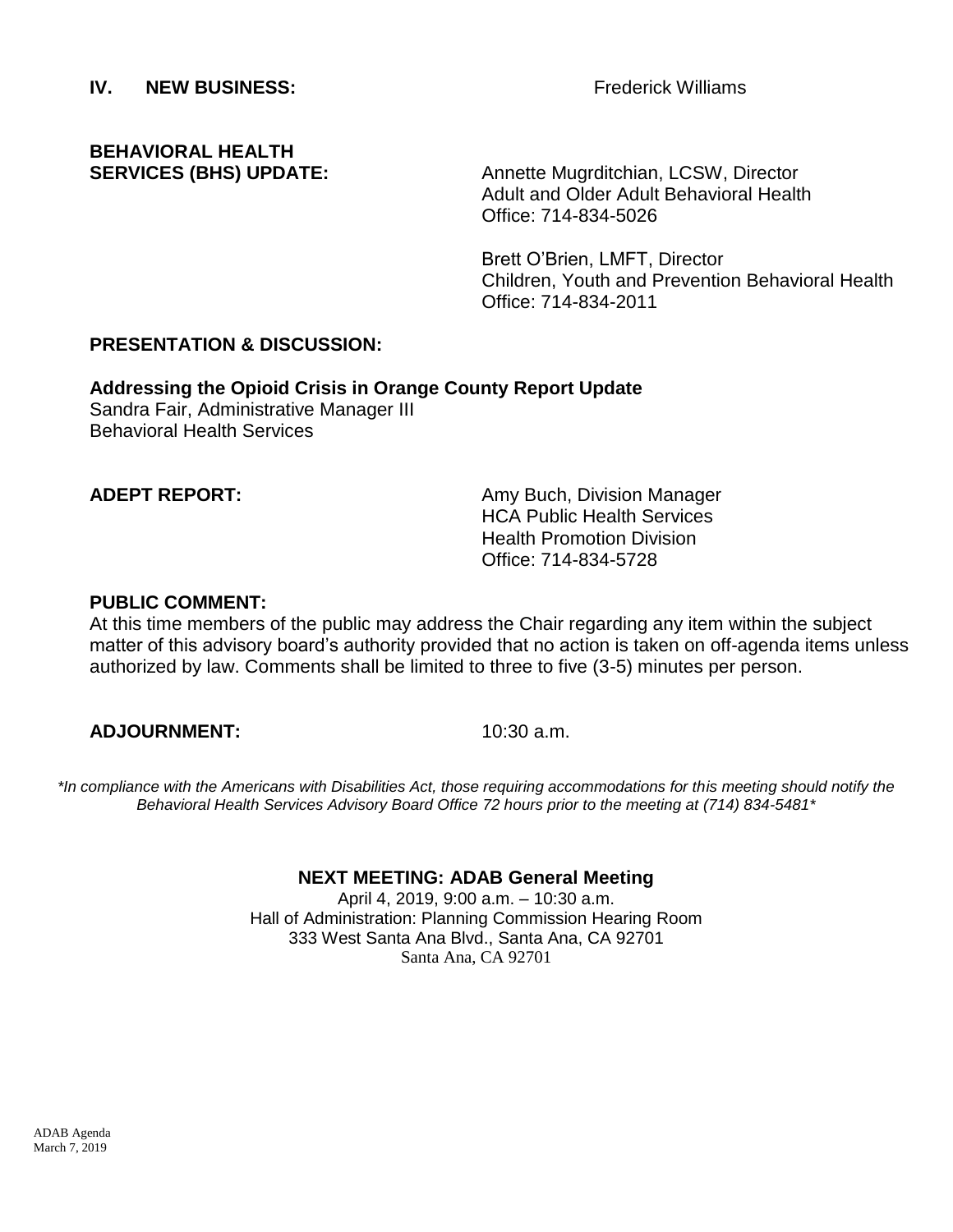**IV. NEW BUSINESS:** Frederick Williams

**BEHAVIORAL HEALTH SERVICES (BHS) UPDATE:**

Annette Mugrditchian, LCSW, Director
Adult and Older Adult Behavioral Health
Office: 714-834-5026

Brett O'Brien, LMFT, Director
Children, Youth and Prevention Behavioral Health
Office: 714-834-2011

**PRESENTATION & DISCUSSION:**

**Addressing the Opioid Crisis in Orange County Report Update**
Sandra Fair, Administrative Manager III
Behavioral Health Services

**ADEPT REPORT:**

Amy Buch, Division Manager
HCA Public Health Services
Health Promotion Division
Office: 714-834-5728

**PUBLIC COMMENT:**
At this time members of the public may address the Chair regarding any item within the subject matter of this advisory board's authority provided that no action is taken on off-agenda items unless authorized by law. Comments shall be limited to three to five (3-5) minutes per person.

**ADJOURNMENT:** 10:30 a.m.

*\*In compliance with the Americans with Disabilities Act, those requiring accommodations for this meeting should notify the Behavioral Health Services Advisory Board Office 72 hours prior to the meeting at (714) 834-5481\**

**NEXT MEETING: ADAB General Meeting**
April 4, 2019, 9:00 a.m. – 10:30 a.m.
Hall of Administration: Planning Commission Hearing Room
333 West Santa Ana Blvd., Santa Ana, CA 92701
Santa Ana, CA 92701

ADAB Agenda
March 7, 2019